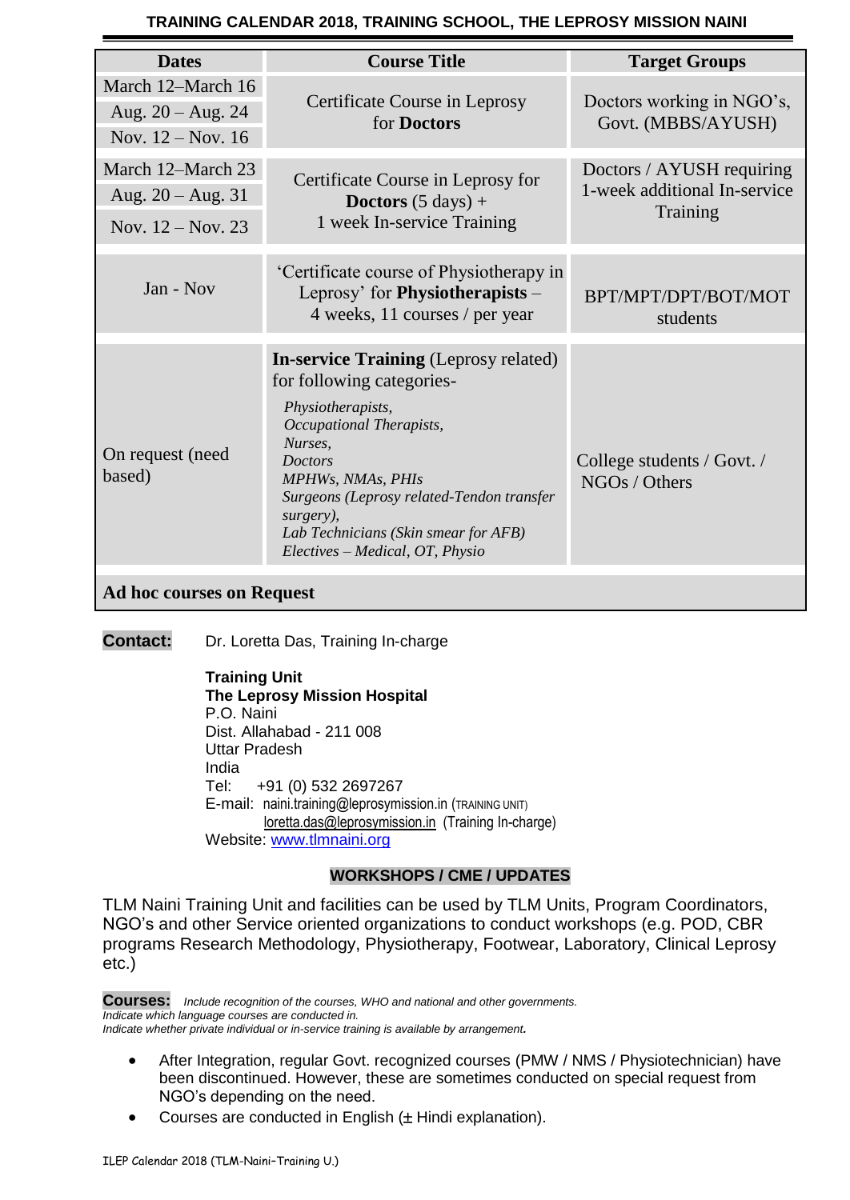# TRAINING CALENDAR 2018, TRAINING SCHOOL, THE LEPROSY MISSION NAINI

| Dates | Course Title | Target Groups |
|---|---|---|
| March 12–March 16<br>Aug. 20 – Aug. 24<br>Nov. 12 – Nov. 16 | Certificate Course in Leprosy for **Doctors** | Doctors working in NGO's, Govt. (MBBS/AYUSH) |
| March 12–March 23<br>Aug. 20 – Aug. 31<br>Nov. 12 – Nov. 23 | Certificate Course in Leprosy for **Doctors** (5 days) + 1 week In-service Training | Doctors / AYUSH requiring 1-week additional In-service Training |
| Jan - Nov | 'Certificate course of Physiotherapy in Leprosy' for **Physiotherapists** – 4 weeks, 11 courses / per year | BPT/MPT/DPT/BOT/MOT students |
| On request (need based) | **In-service Training** (Leprosy related) for following categories-<br>*Physiotherapists,*<br>*Occupational Therapists,*<br>*Nurses,*<br>*Doctors*<br>*MPHWs, NMAs, PHIs*<br>*Surgeons (Leprosy related-Tendon transfer surgery),*<br>*Lab Technicians (Skin smear for AFB)*<br>*Electives – Medical, OT, Physio* | College students / Govt. / NGOs / Others |
| **Ad hoc courses on Request** | | |

**Contact:** Dr. Loretta Das, Training In-charge

**Training Unit**
**The Leprosy Mission Hospital**
P.O. Naini
Dist. Allahabad - 211 008
Uttar Pradesh
India
Tel: +91 (0) 532 2697267
E-mail: naini.training@leprosymission.in (TRAINING UNIT)
loretta.das@leprosymission.in (Training In-charge)
Website: www.tlmnaini.org

## WORKSHOPS / CME / UPDATES

TLM Naini Training Unit and facilities can be used by TLM Units, Program Coordinators, NGO's and other Service oriented organizations to conduct workshops (e.g. POD, CBR programs Research Methodology, Physiotherapy, Footwear, Laboratory, Clinical Leprosy etc.)

**Courses:** *Include recognition of the courses, WHO and national and other governments.*
*Indicate which language courses are conducted in.*
*Indicate whether private individual or in-service training is available by arrangement.*

- After Integration, regular Govt. recognized courses (PMW / NMS / Physiotechnician) have been discontinued. However, these are sometimes conducted on special request from NGO's depending on the need.
- Courses are conducted in English (± Hindi explanation).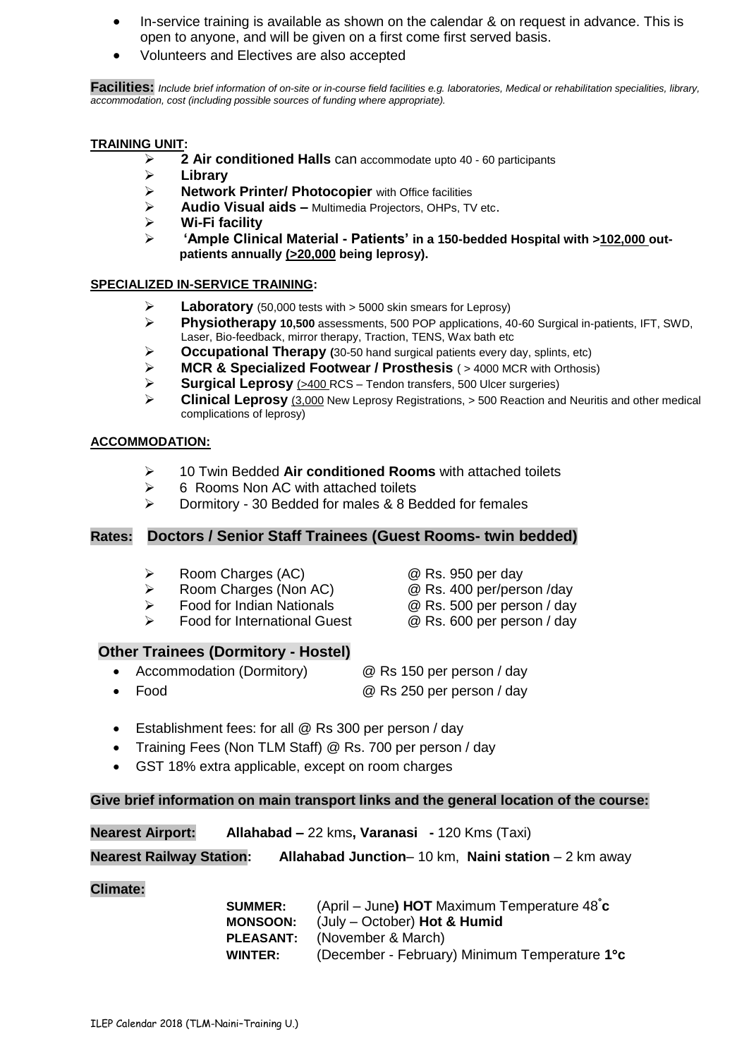- In-service training is available as shown on the calendar & on request in advance. This is open to anyone, and will be given on a first come first served basis.
- Volunteers and Electives are also accepted

**Facilities:** *Include brief information of on-site or in-course field facilities e.g. laboratories, Medical or rehabilitation specialities, library, accommodation, cost (including possible sources of funding where appropriate).*

**TRAINING UNIT:**

- **2 Air conditioned Halls** can accommodate upto 40 - 60 participants
- **Library**
- **Network Printer/ Photocopier** with Office facilities
- **Audio Visual aids –** Multimedia Projectors, OHPs, TV etc.
- **Wi-Fi facility**
- **'Ample Clinical Material - Patients' in a 150-bedded Hospital with >102,000 out-patients annually (>20,000 being leprosy).**

**SPECIALIZED IN-SERVICE TRAINING:**

- **Laboratory** (50,000 tests with > 5000 skin smears for Leprosy)
- **Physiotherapy 10,500** assessments, 500 POP applications, 40-60 Surgical in-patients, IFT, SWD, Laser, Bio-feedback, mirror therapy, Traction, TENS, Wax bath etc
- **Occupational Therapy (**30-50 hand surgical patients every day, splints, etc)
- **MCR & Specialized Footwear / Prosthesis** ( > 4000 MCR with Orthosis)
- **Surgical Leprosy** (>400 RCS – Tendon transfers, 500 Ulcer surgeries)
- **Clinical Leprosy** (3,000 New Leprosy Registrations, > 500 Reaction and Neuritis and other medical complications of leprosy)

**ACCOMMODATION:**

- 10 Twin Bedded **Air conditioned Rooms** with attached toilets
- 6 Rooms Non AC with attached toilets
- Dormitory - 30 Bedded for males & 8 Bedded for females

**Rates: Doctors / Senior Staff Trainees (Guest Rooms- twin bedded)**

- Room Charges (AC) @ Rs. 950 per day
- Room Charges (Non AC) @ Rs. 400 per/person /day
- Food for Indian Nationals @ Rs. 500 per person / day
- Food for International Guest @ Rs. 600 per person / day

**Other Trainees (Dormitory - Hostel)**

- Accommodation (Dormitory) @ Rs 150 per person / day
- Food @ Rs 250 per person / day

- Establishment fees: for all @ Rs 300 per person / day
- Training Fees (Non TLM Staff) @ Rs. 700 per person / day
- GST 18% extra applicable, except on room charges

**Give brief information on main transport links and the general location of the course:**

**Nearest Airport:** **Allahabad –** 22 kms**, Varanasi -** 120 Kms (Taxi)

**Nearest Railway Station:** **Allahabad Junction**– 10 km, **Naini station** – 2 km away

**Climate:**

**SUMMER:** (April – June**) HOT** Maximum Temperature 48˚**c**
**MONSOON:** (July – October) **Hot & Humid**
**PLEASANT:** (November & March)
**WINTER:** (December - February) Minimum Temperature **1°c**